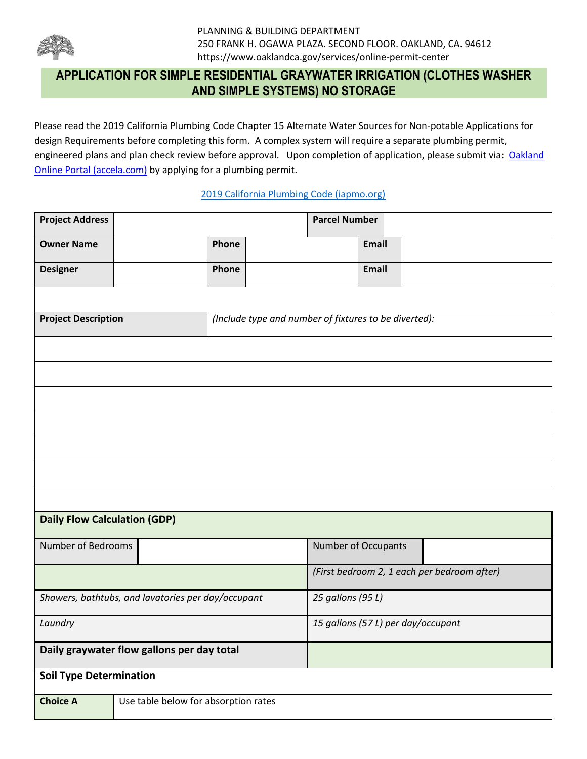PLANNING & BUILDING DEPARTMENT
250 FRANK H. OGAWA PLAZA. SECOND FLOOR. OAKLAND, CA. 94612
https://www.oaklandca.gov/services/online-permit-center

# APPLICATION FOR SIMPLE RESIDENTIAL GRAYWATER IRRIGATION (CLOTHES WASHER AND SIMPLE SYSTEMS) NO STORAGE

Please read the 2019 California Plumbing Code Chapter 15 Alternate Water Sources for Non-potable Applications for design Requirements before completing this form. A complex system will require a separate plumbing permit, engineered plans and plan check review before approval. Upon completion of application, please submit via: [Oakland Online Portal (accela.com)] by applying for a plumbing permit.

[2019 California Plumbing Code (iapmo.org)]

| **Project Address** | | **Parcel Number** | |
|---|---|---|---|

| **Owner Name** | | **Phone** | | **Email** | |
|---|---|---|---|---|---|
| **Designer** | | **Phone** | | **Email** | |

| **Project Description** | *(Include type and number of fixtures to be diverted):* |
|---|---|
| | |
| | |
| | |
| | |
| | |
| | |
| | |

| **Daily Flow Calculation (GDP)** | | | |
|---|---|---|---|
| Number of Bedrooms | | Number of Occupants | |
| | | *(First bedroom 2, 1 each per bedroom after)* | |
| *Showers, bathtubs, and lavatories per day/occupant* | | *25 gallons (95 L)* | |
| *Laundry* | | *15 gallons (57 L) per day/occupant* | |
| **Daily graywater flow gallons per day total** | | | |

| **Soil Type Determination** | |
|---|---|
| **Choice A** | Use table below for absorption rates |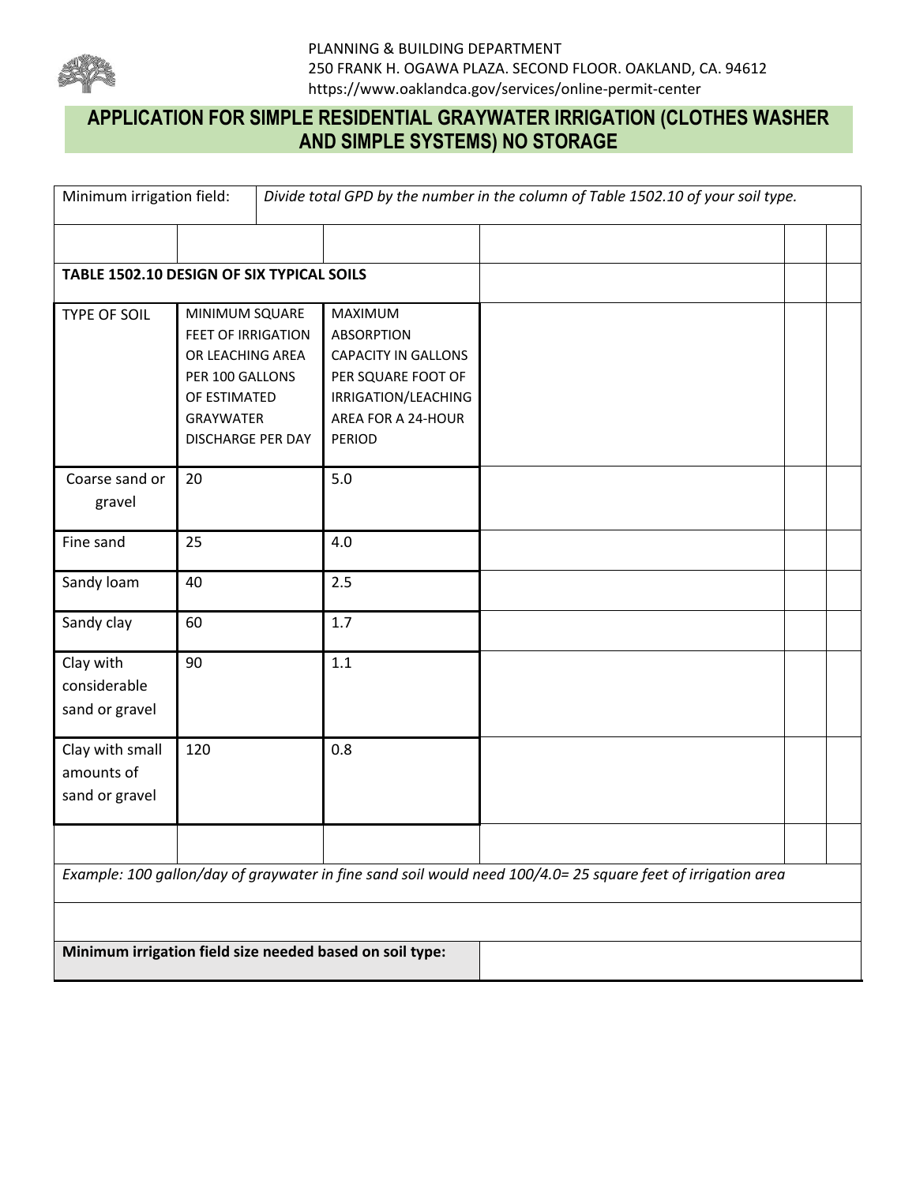PLANNING & BUILDING DEPARTMENT
250 FRANK H. OGAWA PLAZA. SECOND FLOOR. OAKLAND, CA. 94612
https://www.oaklandca.gov/services/online-permit-center

## APPLICATION FOR SIMPLE RESIDENTIAL GRAYWATER IRRIGATION (CLOTHES WASHER AND SIMPLE SYSTEMS) NO STORAGE

| Minimum irrigation field: | *Divide total GPD by the number in the column of Table 1502.10 of your soil type.* |
|---|---|

**TABLE 1502.10 DESIGN OF SIX TYPICAL SOILS**

| TYPE OF SOIL | MINIMUM SQUARE FEET OF IRRIGATION OR LEACHING AREA PER 100 GALLONS OF ESTIMATED GRAYWATER DISCHARGE PER DAY | MAXIMUM ABSORPTION CAPACITY IN GALLONS PER SQUARE FOOT OF IRRIGATION/LEACHING AREA FOR A 24-HOUR PERIOD |
|---|---|---|
| Coarse sand or gravel | 20 | 5.0 |
| Fine sand | 25 | 4.0 |
| Sandy loam | 40 | 2.5 |
| Sandy clay | 60 | 1.7 |
| Clay with considerable sand or gravel | 90 | 1.1 |
| Clay with small amounts of sand or gravel | 120 | 0.8 |

*Example: 100 gallon/day of graywater in fine sand soil would need 100/4.0= 25 square feet of irrigation area*

| **Minimum irrigation field size needed based on soil type:** | |
|---|---|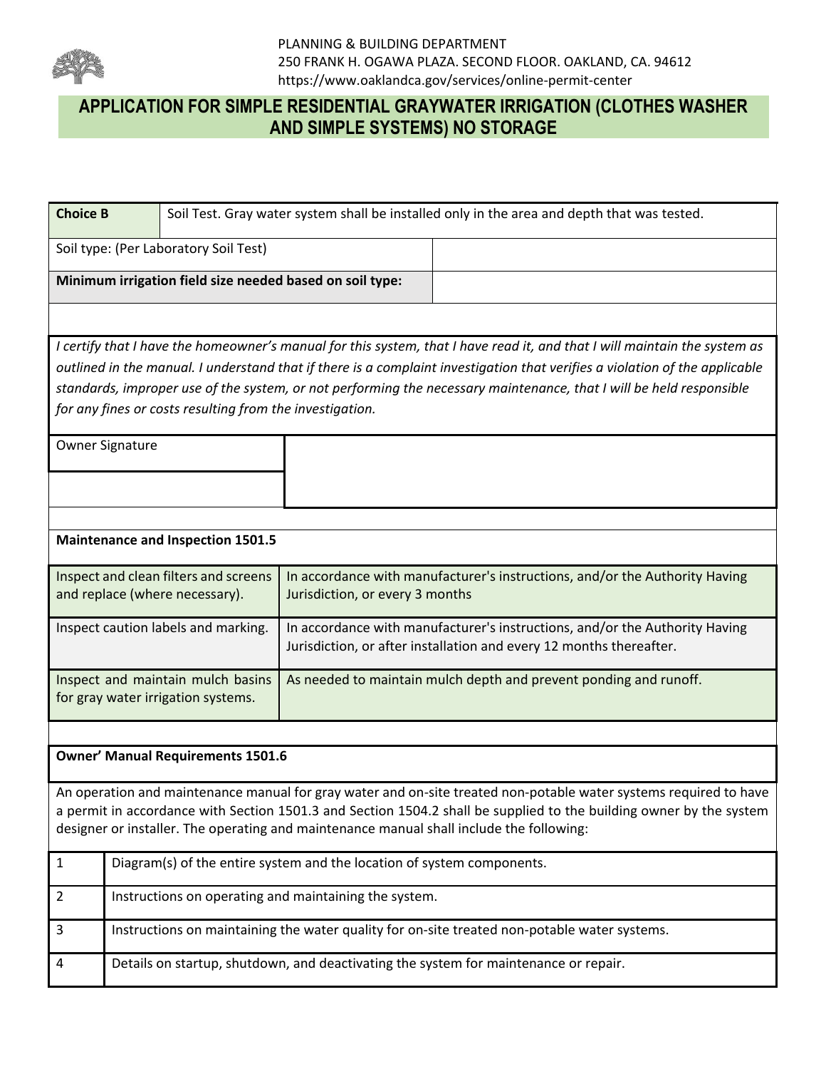PLANNING & BUILDING DEPARTMENT
250 FRANK H. OGAWA PLAZA. SECOND FLOOR. OAKLAND, CA. 94612
https://www.oaklandca.gov/services/online-permit-center

# APPLICATION FOR SIMPLE RESIDENTIAL GRAYWATER IRRIGATION (CLOTHES WASHER AND SIMPLE SYSTEMS) NO STORAGE

| **Choice B** | Soil Test. Gray water system shall be installed only in the area and depth that was tested. |
|---|---|
| Soil type: (Per Laboratory Soil Test) | |
| **Minimum irrigation field size needed based on soil type:** | |

*I certify that I have the homeowner's manual for this system, that I have read it, and that I will maintain the system as outlined in the manual. I understand that if there is a complaint investigation that verifies a violation of the applicable standards, improper use of the system, or not performing the necessary maintenance, that I will be held responsible for any fines or costs resulting from the investigation.*

| Owner Signature | |
|---|---|
| | |

**Maintenance and Inspection 1501.5**

| | |
|---|---|
| Inspect and clean filters and screens and replace (where necessary). | In accordance with manufacturer's instructions, and/or the Authority Having Jurisdiction, or every 3 months |
| Inspect caution labels and marking. | In accordance with manufacturer's instructions, and/or the Authority Having Jurisdiction, or after installation and every 12 months thereafter. |
| Inspect and maintain mulch basins for gray water irrigation systems. | As needed to maintain mulch depth and prevent ponding and runoff. |

**Owner' Manual Requirements 1501.6**

An operation and maintenance manual for gray water and on-site treated non-potable water systems required to have a permit in accordance with Section 1501.3 and Section 1504.2 shall be supplied to the building owner by the system designer or installer. The operating and maintenance manual shall include the following:

| | |
|---|---|
| 1 | Diagram(s) of the entire system and the location of system components. |
| 2 | Instructions on operating and maintaining the system. |
| 3 | Instructions on maintaining the water quality for on-site treated non-potable water systems. |
| 4 | Details on startup, shutdown, and deactivating the system for maintenance or repair. |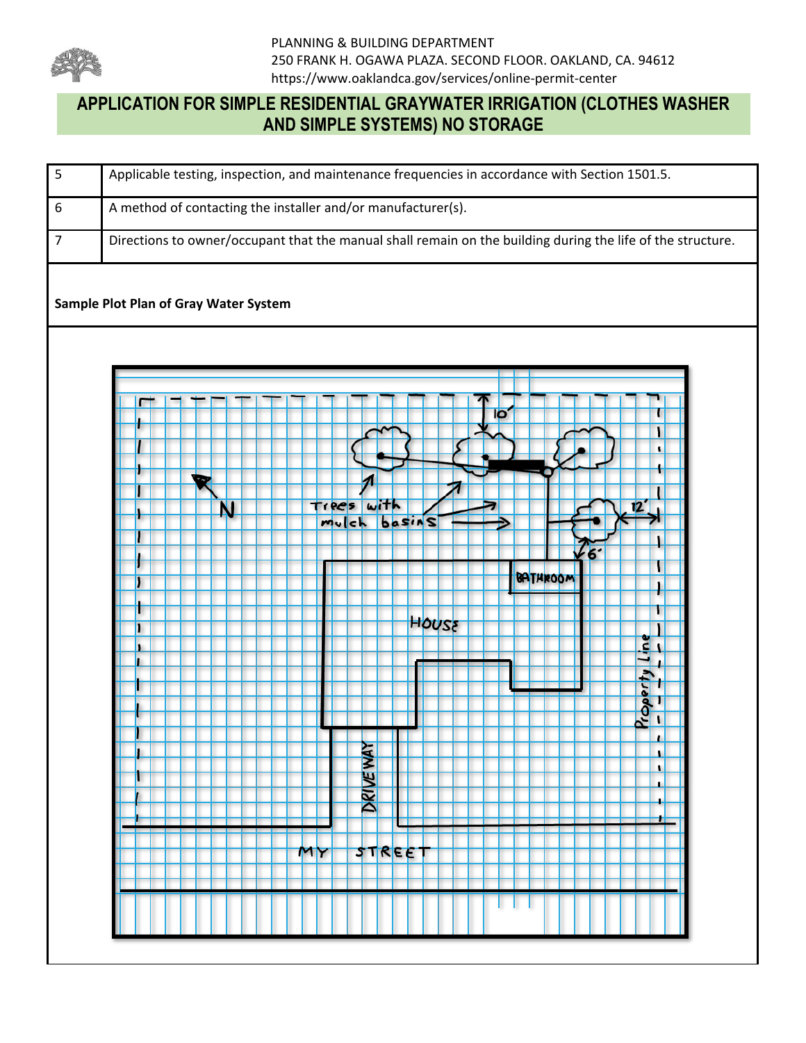PLANNING & BUILDING DEPARTMENT
250 FRANK H. OGAWA PLAZA. SECOND FLOOR. OAKLAND, CA. 94612
https://www.oaklandca.gov/services/online-permit-center

# APPLICATION FOR SIMPLE RESIDENTIAL GRAYWATER IRRIGATION (CLOTHES WASHER AND SIMPLE SYSTEMS) NO STORAGE

| | |
|---|---|
| 5 | Applicable testing, inspection, and maintenance frequencies in accordance with Section 1501.5. |
| 6 | A method of contacting the installer and/or manufacturer(s). |
| 7 | Directions to owner/occupant that the manual shall remain on the building during the life of the structure. |

**Sample Plot Plan of Gray Water System**

10'

N

Trees with mulch basins

12'

6'

BATHROOM

HOUSE

Property Line

DRIVEWAY

MY STREET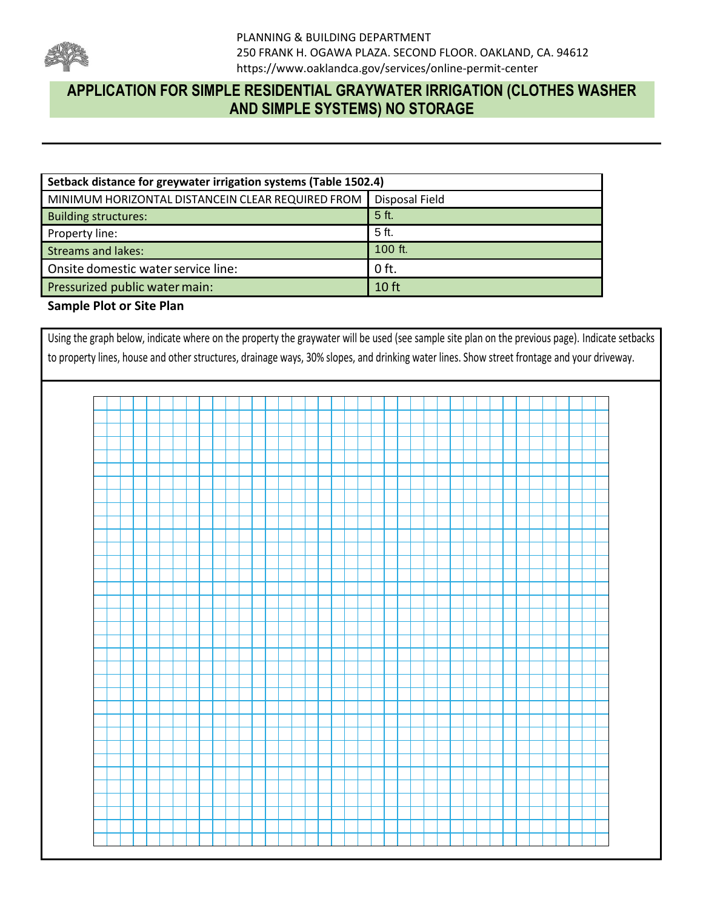PLANNING & BUILDING DEPARTMENT
250 FRANK H. OGAWA PLAZA. SECOND FLOOR. OAKLAND, CA. 94612
https://www.oaklandca.gov/services/online-permit-center

# APPLICATION FOR SIMPLE RESIDENTIAL GRAYWATER IRRIGATION (CLOTHES WASHER AND SIMPLE SYSTEMS) NO STORAGE

| Setback distance for greywater irrigation systems (Table 1502.4) | |
|---|---|
| MINIMUM HORIZONTAL DISTANCEIN CLEAR REQUIRED FROM | Disposal Field |
| Building structures: | 5 ft. |
| Property line: | 5 ft. |
| Streams and lakes: | 100 ft. |
| Onsite domestic water service line: | 0 ft. |
| Pressurized public water main: | 10 ft |

**Sample Plot or Site Plan**

Using the graph below, indicate where on the property the graywater will be used (see sample site plan on the previous page). Indicate setbacks to property lines, house and other structures, drainage ways, 30% slopes, and drinking water lines. Show street frontage and your driveway.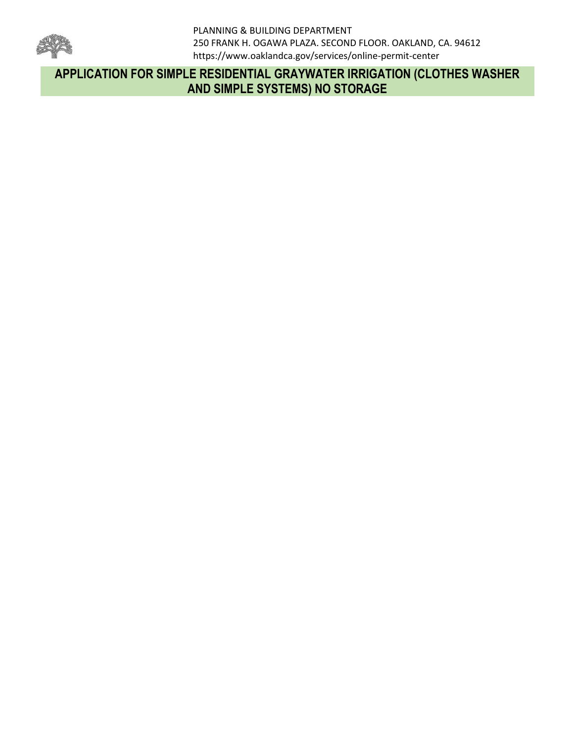PLANNING & BUILDING DEPARTMENT
250 FRANK H. OGAWA PLAZA. SECOND FLOOR. OAKLAND, CA. 94612
https://www.oaklandca.gov/services/online-permit-center

# APPLICATION FOR SIMPLE RESIDENTIAL GRAYWATER IRRIGATION (CLOTHES WASHER AND SIMPLE SYSTEMS) NO STORAGE